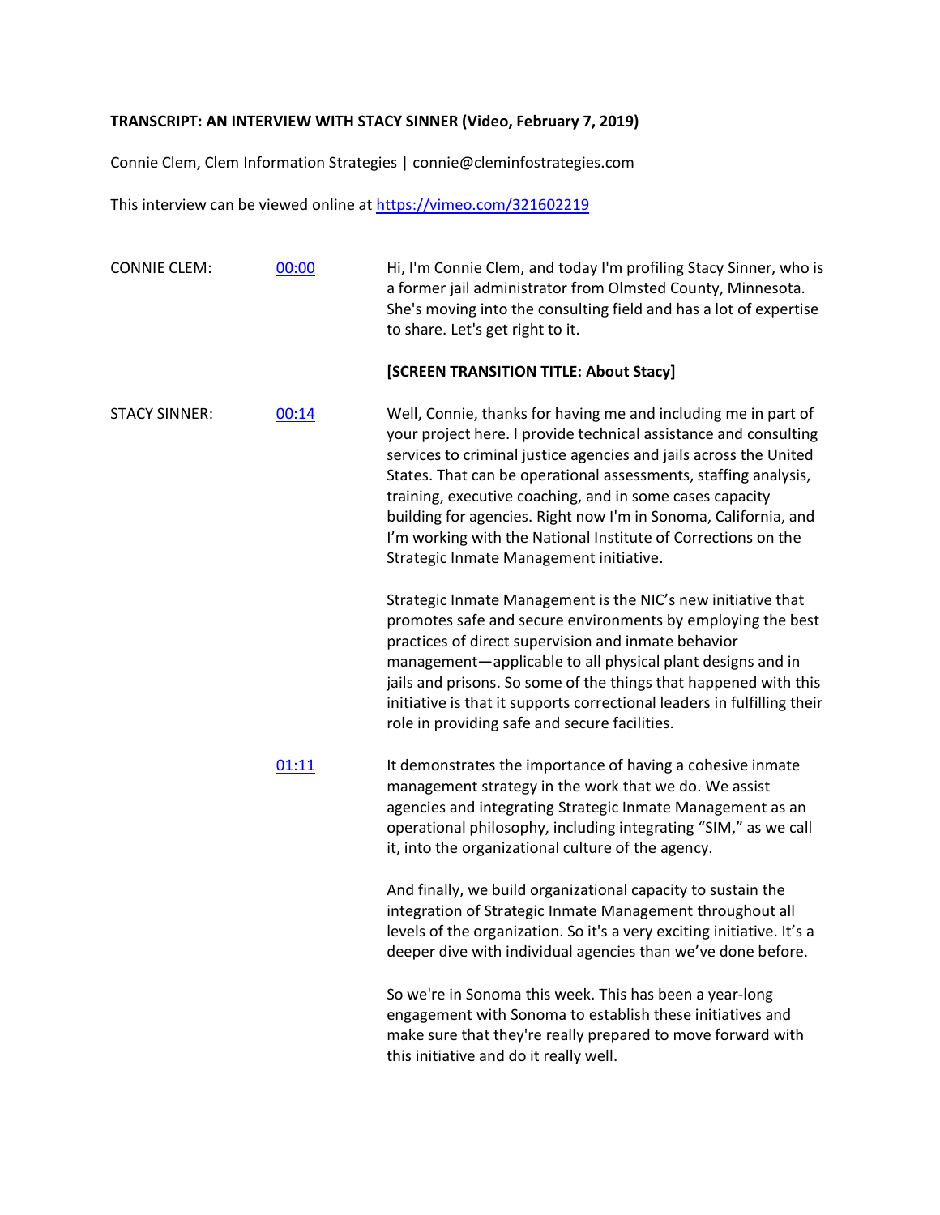**TRANSCRIPT: AN INTERVIEW WITH STACY SINNER (Video, February 7, 2019)**

Connie Clem, Clem Information Strategies | connie@cleminfostrategies.com

This interview can be viewed online at [https://vimeo.com/321602219](https://vimeo.com/321602219)

| | | |
|---|---|---|
| CONNIE CLEM: | [00:00](https://vimeo.com/321602219) | Hi, I'm Connie Clem, and today I'm profiling Stacy Sinner, who is a former jail administrator from Olmsted County, Minnesota. She's moving into the consulting field and has a lot of expertise to share. Let's get right to it. |
| | | **[SCREEN TRANSITION TITLE: About Stacy]** |
| STACY SINNER: | [00:14](https://vimeo.com/321602219) | Well, Connie, thanks for having me and including me in part of your project here. I provide technical assistance and consulting services to criminal justice agencies and jails across the United States. That can be operational assessments, staffing analysis, training, executive coaching, and in some cases capacity building for agencies. Right now I'm in Sonoma, California, and I'm working with the National Institute of Corrections on the Strategic Inmate Management initiative. |
| | | Strategic Inmate Management is the NIC's new initiative that promotes safe and secure environments by employing the best practices of direct supervision and inmate behavior management—applicable to all physical plant designs and in jails and prisons. So some of the things that happened with this initiative is that it supports correctional leaders in fulfilling their role in providing safe and secure facilities. |
| | [01:11](https://vimeo.com/321602219) | It demonstrates the importance of having a cohesive inmate management strategy in the work that we do. We assist agencies and integrating Strategic Inmate Management as an operational philosophy, including integrating "SIM," as we call it, into the organizational culture of the agency. |
| | | And finally, we build organizational capacity to sustain the integration of Strategic Inmate Management throughout all levels of the organization. So it's a very exciting initiative. It's a deeper dive with individual agencies than we've done before. |
| | | So we're in Sonoma this week. This has been a year-long engagement with Sonoma to establish these initiatives and make sure that they're really prepared to move forward with this initiative and do it really well. |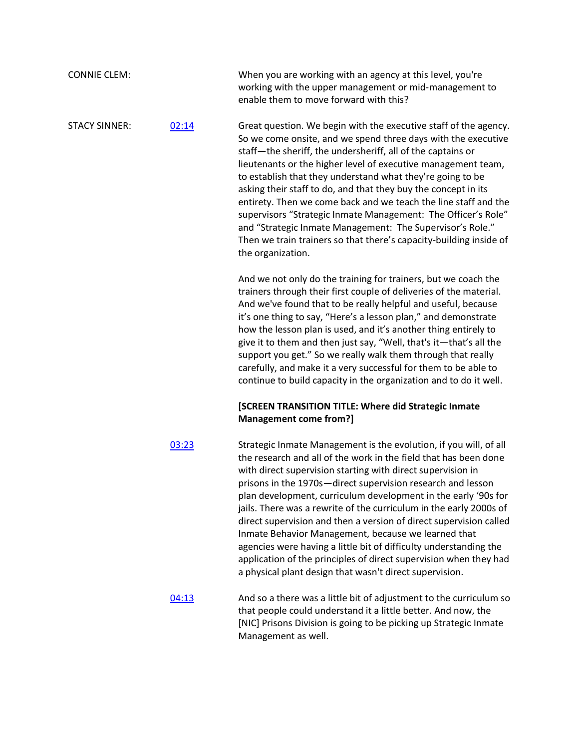CONNIE CLEM: When you are working with an agency at this level, you're working with the upper management or mid-management to enable them to move forward with this?

STACY SINNER: [02:14] Great question. We begin with the executive staff of the agency. So we come onsite, and we spend three days with the executive staff—the sheriff, the undersheriff, all of the captains or lieutenants or the higher level of executive management team, to establish that they understand what they're going to be asking their staff to do, and that they buy the concept in its entirety. Then we come back and we teach the line staff and the supervisors "Strategic Inmate Management: The Officer's Role" and "Strategic Inmate Management: The Supervisor's Role." Then we train trainers so that there's capacity-building inside of the organization.

And we not only do the training for trainers, but we coach the trainers through their first couple of deliveries of the material. And we've found that to be really helpful and useful, because it's one thing to say, "Here's a lesson plan," and demonstrate how the lesson plan is used, and it's another thing entirely to give it to them and then just say, "Well, that's it—that's all the support you get." So we really walk them through that really carefully, and make it a very successful for them to be able to continue to build capacity in the organization and to do it well.

**[SCREEN TRANSITION TITLE: Where did Strategic Inmate Management come from?]**

[03:23] Strategic Inmate Management is the evolution, if you will, of all the research and all of the work in the field that has been done with direct supervision starting with direct supervision in prisons in the 1970s—direct supervision research and lesson plan development, curriculum development in the early '90s for jails. There was a rewrite of the curriculum in the early 2000s of direct supervision and then a version of direct supervision called Inmate Behavior Management, because we learned that agencies were having a little bit of difficulty understanding the application of the principles of direct supervision when they had a physical plant design that wasn't direct supervision.

[04:13] And so a there was a little bit of adjustment to the curriculum so that people could understand it a little better. And now, the [NIC] Prisons Division is going to be picking up Strategic Inmate Management as well.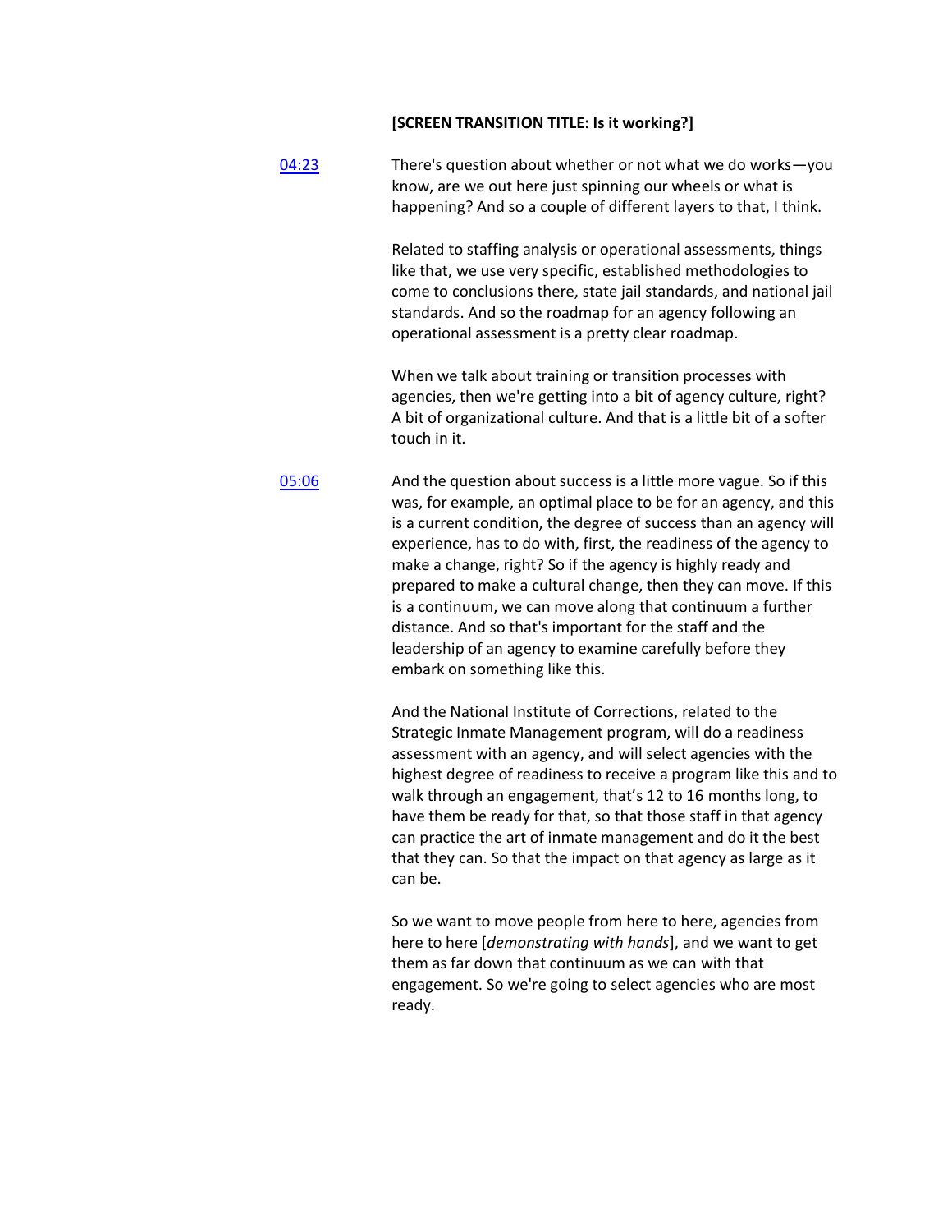**[SCREEN TRANSITION TITLE: Is it working?]**

[04:23](#)

There's question about whether or not what we do works—you know, are we out here just spinning our wheels or what is happening? And so a couple of different layers to that, I think.

Related to staffing analysis or operational assessments, things like that, we use very specific, established methodologies to come to conclusions there, state jail standards, and national jail standards. And so the roadmap for an agency following an operational assessment is a pretty clear roadmap.

When we talk about training or transition processes with agencies, then we're getting into a bit of agency culture, right? A bit of organizational culture. And that is a little bit of a softer touch in it.

[05:06](#)

And the question about success is a little more vague. So if this was, for example, an optimal place to be for an agency, and this is a current condition, the degree of success than an agency will experience, has to do with, first, the readiness of the agency to make a change, right? So if the agency is highly ready and prepared to make a cultural change, then they can move. If this is a continuum, we can move along that continuum a further distance. And so that's important for the staff and the leadership of an agency to examine carefully before they embark on something like this.

And the National Institute of Corrections, related to the Strategic Inmate Management program, will do a readiness assessment with an agency, and will select agencies with the highest degree of readiness to receive a program like this and to walk through an engagement, that's 12 to 16 months long, to have them be ready for that, so that those staff in that agency can practice the art of inmate management and do it the best that they can. So that the impact on that agency as large as it can be.

So we want to move people from here to here, agencies from here to here [*demonstrating with hands*], and we want to get them as far down that continuum as we can with that engagement. So we're going to select agencies who are most ready.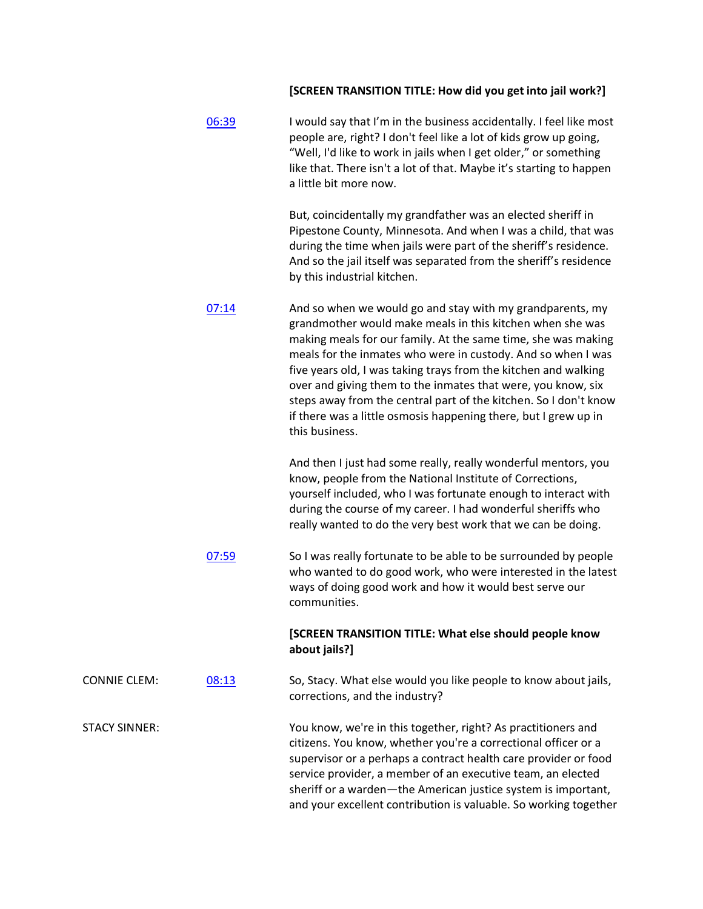**[SCREEN TRANSITION TITLE: How did you get into jail work?]**

06:39 I would say that I'm in the business accidentally. I feel like most people are, right? I don't feel like a lot of kids grow up going, "Well, I'd like to work in jails when I get older," or something like that. There isn't a lot of that. Maybe it's starting to happen a little bit more now.

But, coincidentally my grandfather was an elected sheriff in Pipestone County, Minnesota. And when I was a child, that was during the time when jails were part of the sheriff's residence. And so the jail itself was separated from the sheriff's residence by this industrial kitchen.

07:14 And so when we would go and stay with my grandparents, my grandmother would make meals in this kitchen when she was making meals for our family. At the same time, she was making meals for the inmates who were in custody. And so when I was five years old, I was taking trays from the kitchen and walking over and giving them to the inmates that were, you know, six steps away from the central part of the kitchen. So I don't know if there was a little osmosis happening there, but I grew up in this business.

And then I just had some really, really wonderful mentors, you know, people from the National Institute of Corrections, yourself included, who I was fortunate enough to interact with during the course of my career. I had wonderful sheriffs who really wanted to do the very best work that we can be doing.

07:59 So I was really fortunate to be able to be surrounded by people who wanted to do good work, who were interested in the latest ways of doing good work and how it would best serve our communities.

**[SCREEN TRANSITION TITLE: What else should people know about jails?]**

CONNIE CLEM: 08:13 So, Stacy. What else would you like people to know about jails, corrections, and the industry?

STACY SINNER: You know, we're in this together, right? As practitioners and citizens. You know, whether you're a correctional officer or a supervisor or a perhaps a contract health care provider or food service provider, a member of an executive team, an elected sheriff or a warden—the American justice system is important, and your excellent contribution is valuable. So working together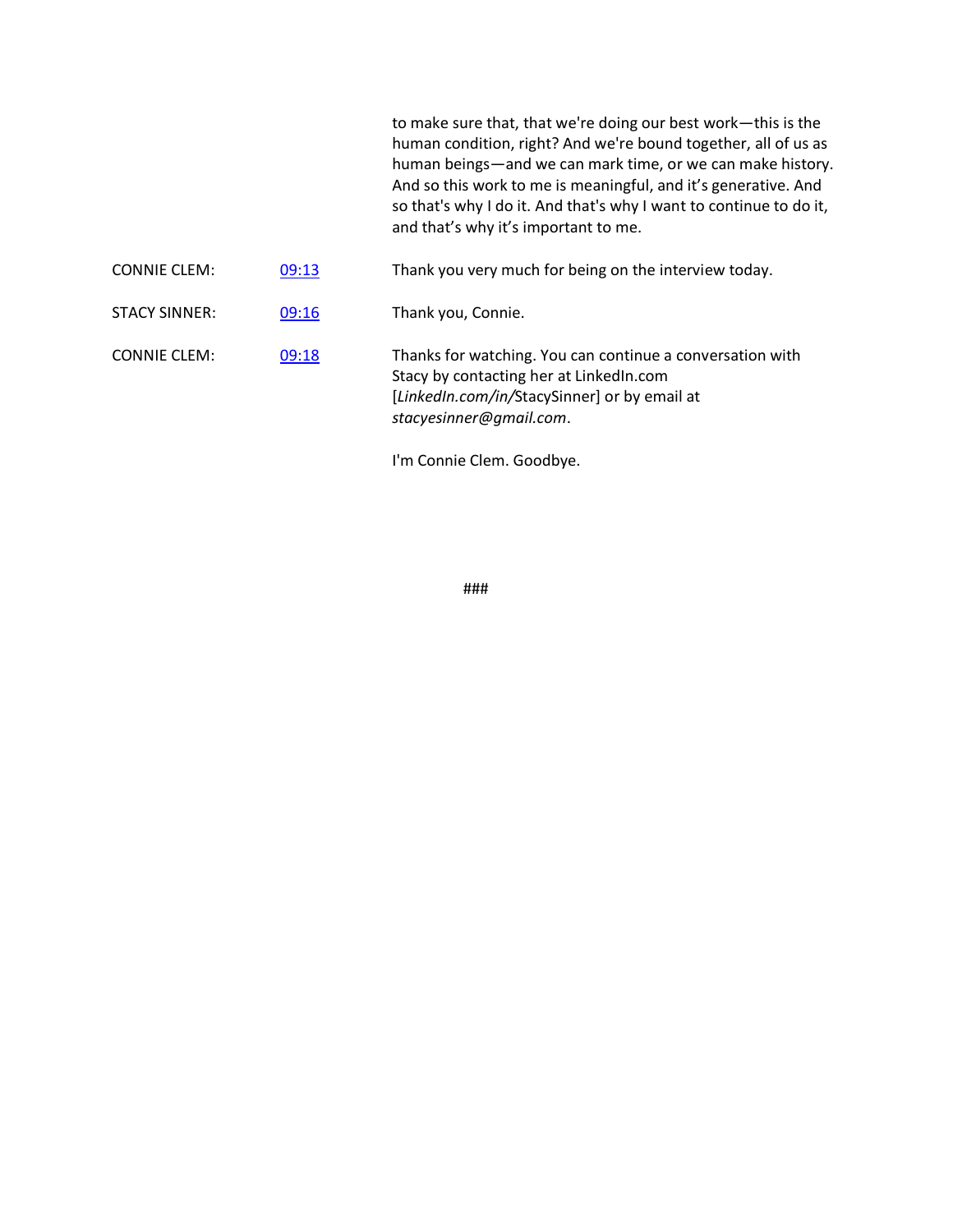| | | |
|---|---|---|
| | | to make sure that, that we're doing our best work—this is the human condition, right? And we're bound together, all of us as human beings—and we can mark time, or we can make history. And so this work to me is meaningful, and it's generative. And so that's why I do it. And that's why I want to continue to do it, and that's why it's important to me. |
| CONNIE CLEM: | 09:13 | Thank you very much for being on the interview today. |
| STACY SINNER: | 09:16 | Thank you, Connie. |
| CONNIE CLEM: | 09:18 | Thanks for watching. You can continue a conversation with Stacy by contacting her at LinkedIn.com [*LinkedIn.com/in/*StacySinner] or by email at *stacyesinner@gmail.com*.<br><br>I'm Connie Clem. Goodbye. |

###